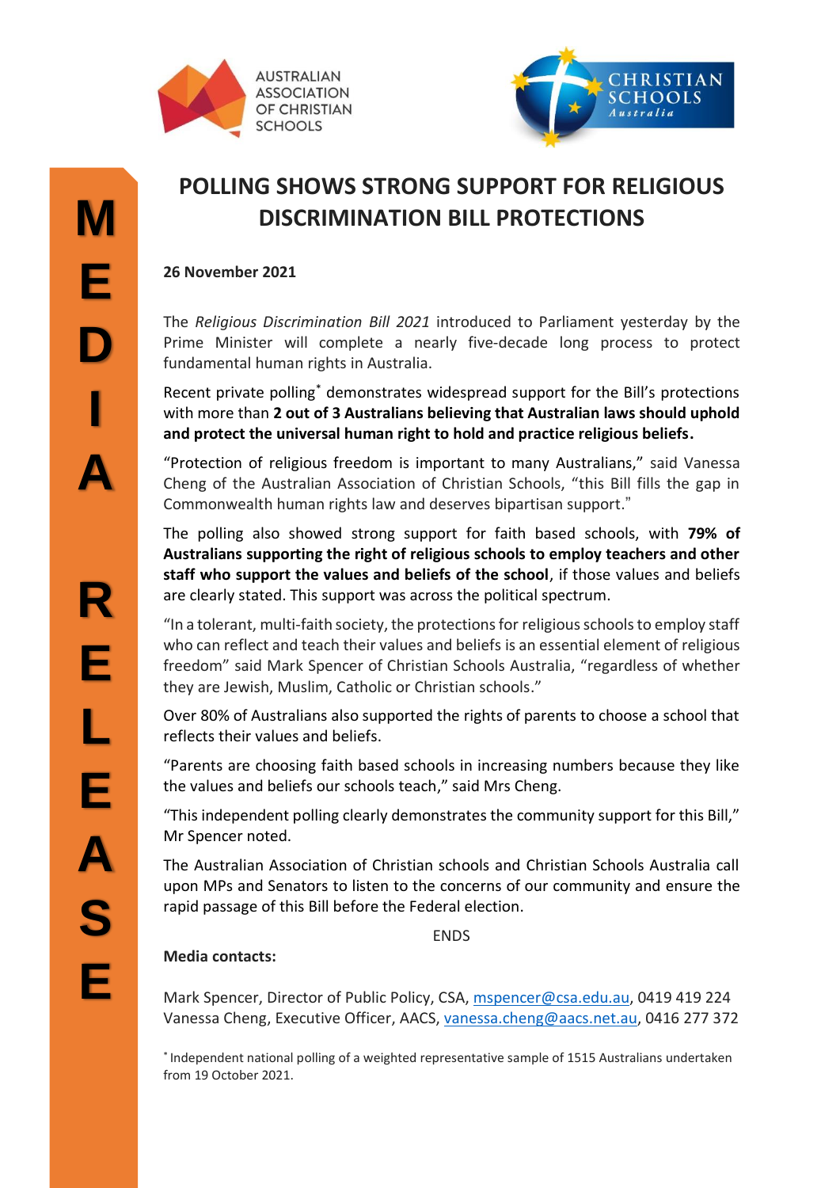AUSTRALIAN ASSOCIATION OF CHRISTIAN SCHOOLS

CHRISTIAN SCHOOLS Australia

MEDIA RELEASE

# POLLING SHOWS STRONG SUPPORT FOR RELIGIOUS DISCRIMINATION BILL PROTECTIONS

**26 November 2021**

The *Religious Discrimination Bill 2021* introduced to Parliament yesterday by the Prime Minister will complete a nearly five-decade long process to protect fundamental human rights in Australia.

Recent private polling* demonstrates widespread support for the Bill's protections with more than **2 out of 3 Australians believing that Australian laws should uphold and protect the universal human right to hold and practice religious beliefs.**

"Protection of religious freedom is important to many Australians," said Vanessa Cheng of the Australian Association of Christian Schools, "this Bill fills the gap in Commonwealth human rights law and deserves bipartisan support."

The polling also showed strong support for faith based schools, with **79% of Australians supporting the right of religious schools to employ teachers and other staff who support the values and beliefs of the school**, if those values and beliefs are clearly stated. This support was across the political spectrum.

"In a tolerant, multi-faith society, the protections for religious schools to employ staff who can reflect and teach their values and beliefs is an essential element of religious freedom" said Mark Spencer of Christian Schools Australia, "regardless of whether they are Jewish, Muslim, Catholic or Christian schools."

Over 80% of Australians also supported the rights of parents to choose a school that reflects their values and beliefs.

"Parents are choosing faith based schools in increasing numbers because they like the values and beliefs our schools teach," said Mrs Cheng.

"This independent polling clearly demonstrates the community support for this Bill," Mr Spencer noted.

The Australian Association of Christian schools and Christian Schools Australia call upon MPs and Senators to listen to the concerns of our community and ensure the rapid passage of this Bill before the Federal election.

ENDS

**Media contacts:**

Mark Spencer, Director of Public Policy, CSA, mspencer@csa.edu.au, 0419 419 224
Vanessa Cheng, Executive Officer, AACS, vanessa.cheng@aacs.net.au, 0416 277 372

* Independent national polling of a weighted representative sample of 1515 Australians undertaken from 19 October 2021.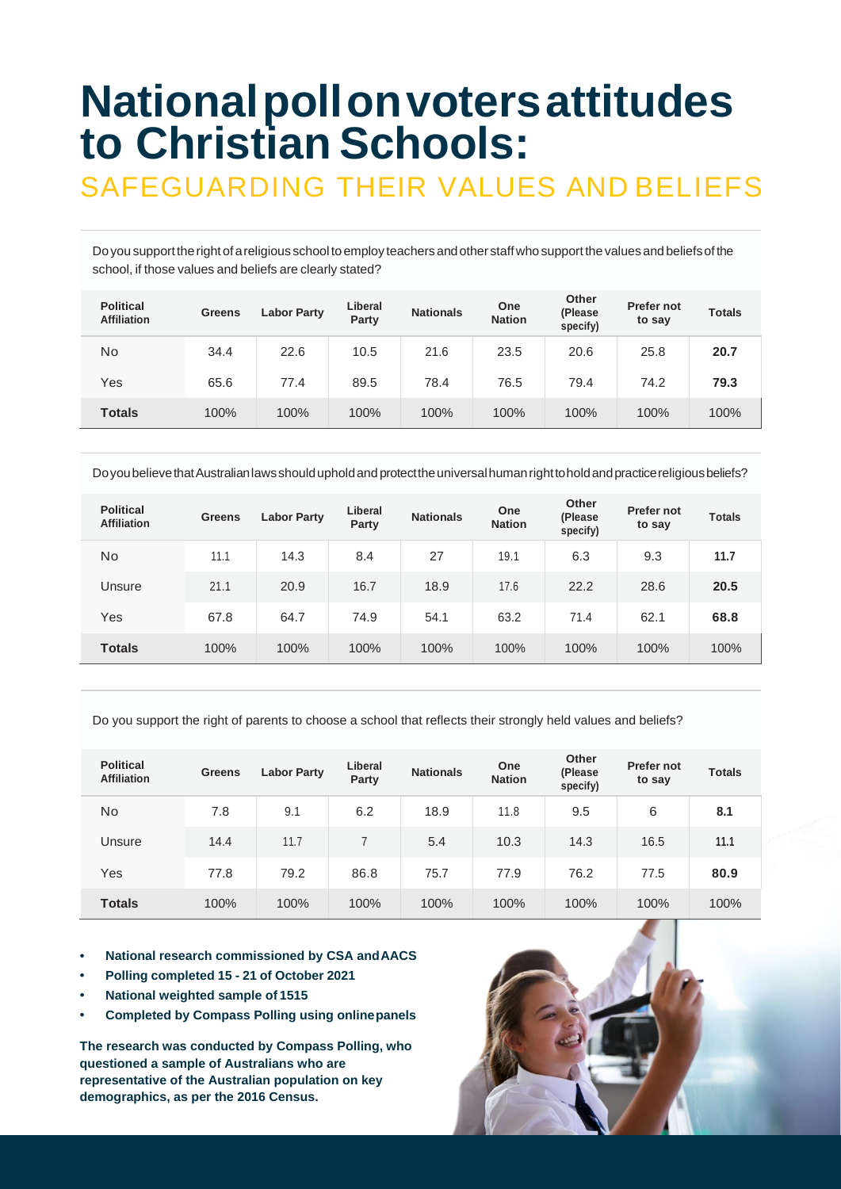# National poll on voters attitudes to Christian Schools:

## SAFEGUARDING THEIR VALUES AND BELIEFS

Do you support the right of a religious school to employ teachers and other staff who support the values and beliefs of the school, if those values and beliefs are clearly stated?

| Political Affiliation | Greens | Labor Party | Liberal Party | Nationals | One Nation | Other (Please specify) | Prefer not to say | Totals |
|---|---|---|---|---|---|---|---|---|
| No | 34.4 | 22.6 | 10.5 | 21.6 | 23.5 | 20.6 | 25.8 | **20.7** |
| Yes | 65.6 | 77.4 | 89.5 | 78.4 | 76.5 | 79.4 | 74.2 | **79.3** |
| **Totals** | 100% | 100% | 100% | 100% | 100% | 100% | 100% | 100% |

Do you believe that Australian laws should uphold and protect the universal human right to hold and practice religious beliefs?

| Political Affiliation | Greens | Labor Party | Liberal Party | Nationals | One Nation | Other (Please specify) | Prefer not to say | Totals |
|---|---|---|---|---|---|---|---|---|
| No | 11.1 | 14.3 | 8.4 | 27 | 19.1 | 6.3 | 9.3 | **11.7** |
| Unsure | 21.1 | 20.9 | 16.7 | 18.9 | 17.6 | 22.2 | 28.6 | **20.5** |
| Yes | 67.8 | 64.7 | 74.9 | 54.1 | 63.2 | 71.4 | 62.1 | **68.8** |
| **Totals** | 100% | 100% | 100% | 100% | 100% | 100% | 100% | 100% |

Do you support the right of parents to choose a school that reflects their strongly held values and beliefs?

| Political Affiliation | Greens | Labor Party | Liberal Party | Nationals | One Nation | Other (Please specify) | Prefer not to say | Totals |
|---|---|---|---|---|---|---|---|---|
| No | 7.8 | 9.1 | 6.2 | 18.9 | 11.8 | 9.5 | 6 | **8.1** |
| Unsure | 14.4 | 11.7 | 7 | 5.4 | 10.3 | 14.3 | 16.5 | **11.1** |
| Yes | 77.8 | 79.2 | 86.8 | 75.7 | 77.9 | 76.2 | 77.5 | **80.9** |
| **Totals** | 100% | 100% | 100% | 100% | 100% | 100% | 100% | 100% |

- **National research commissioned by CSA and AACS**
- **Polling completed 15 - 21 of October 2021**
- **National weighted sample of 1515**
- **Completed by Compass Polling using online panels**

**The research was conducted by Compass Polling, who questioned a sample of Australians who are representative of the Australian population on key demographics, as per the 2016 Census.**